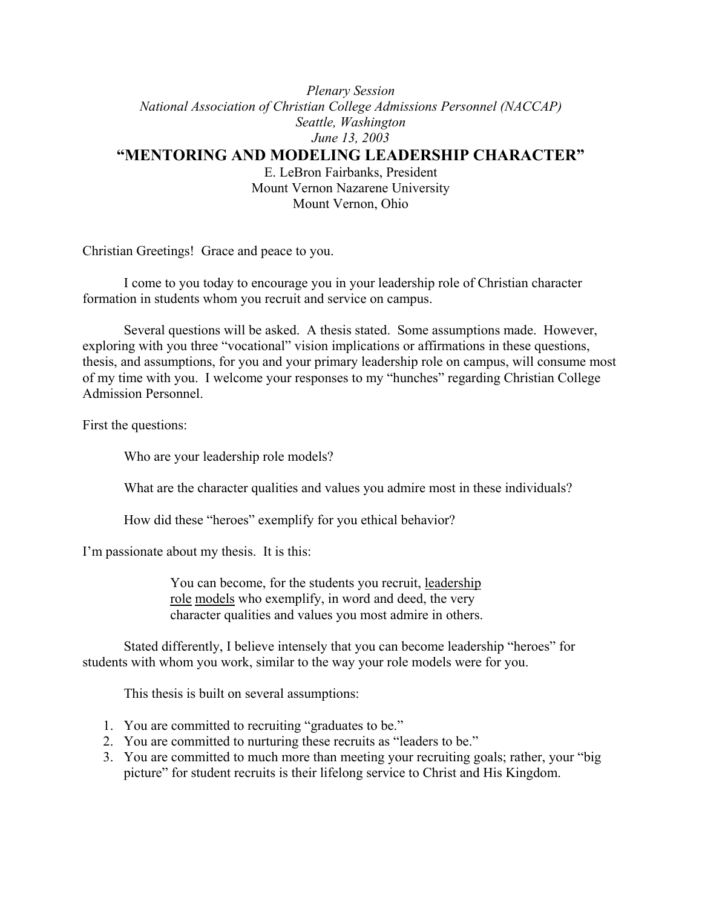*Plenary Session*
*National Association of Christian College Admissions Personnel (NACCAP)*
*Seattle, Washington*
*June 13, 2003*

# "MENTORING AND MODELING LEADERSHIP CHARACTER"

E. LeBron Fairbanks, President
Mount Vernon Nazarene University
Mount Vernon, Ohio

Christian Greetings! Grace and peace to you.

I come to you today to encourage you in your leadership role of Christian character formation in students whom you recruit and service on campus.

Several questions will be asked. A thesis stated. Some assumptions made. However, exploring with you three "vocational" vision implications or affirmations in these questions, thesis, and assumptions, for you and your primary leadership role on campus, will consume most of my time with you. I welcome your responses to my "hunches" regarding Christian College Admission Personnel.

First the questions:

Who are your leadership role models?

What are the character qualities and values you admire most in these individuals?

How did these "heroes" exemplify for you ethical behavior?

I'm passionate about my thesis. It is this:

> You can become, for the students you recruit, <u>leadership role models</u> who exemplify, in word and deed, the very character qualities and values you most admire in others.

Stated differently, I believe intensely that you can become leadership "heroes" for students with whom you work, similar to the way your role models were for you.

This thesis is built on several assumptions:

1. You are committed to recruiting "graduates to be."
2. You are committed to nurturing these recruits as "leaders to be."
3. You are committed to much more than meeting your recruiting goals; rather, your "big picture" for student recruits is their lifelong service to Christ and His Kingdom.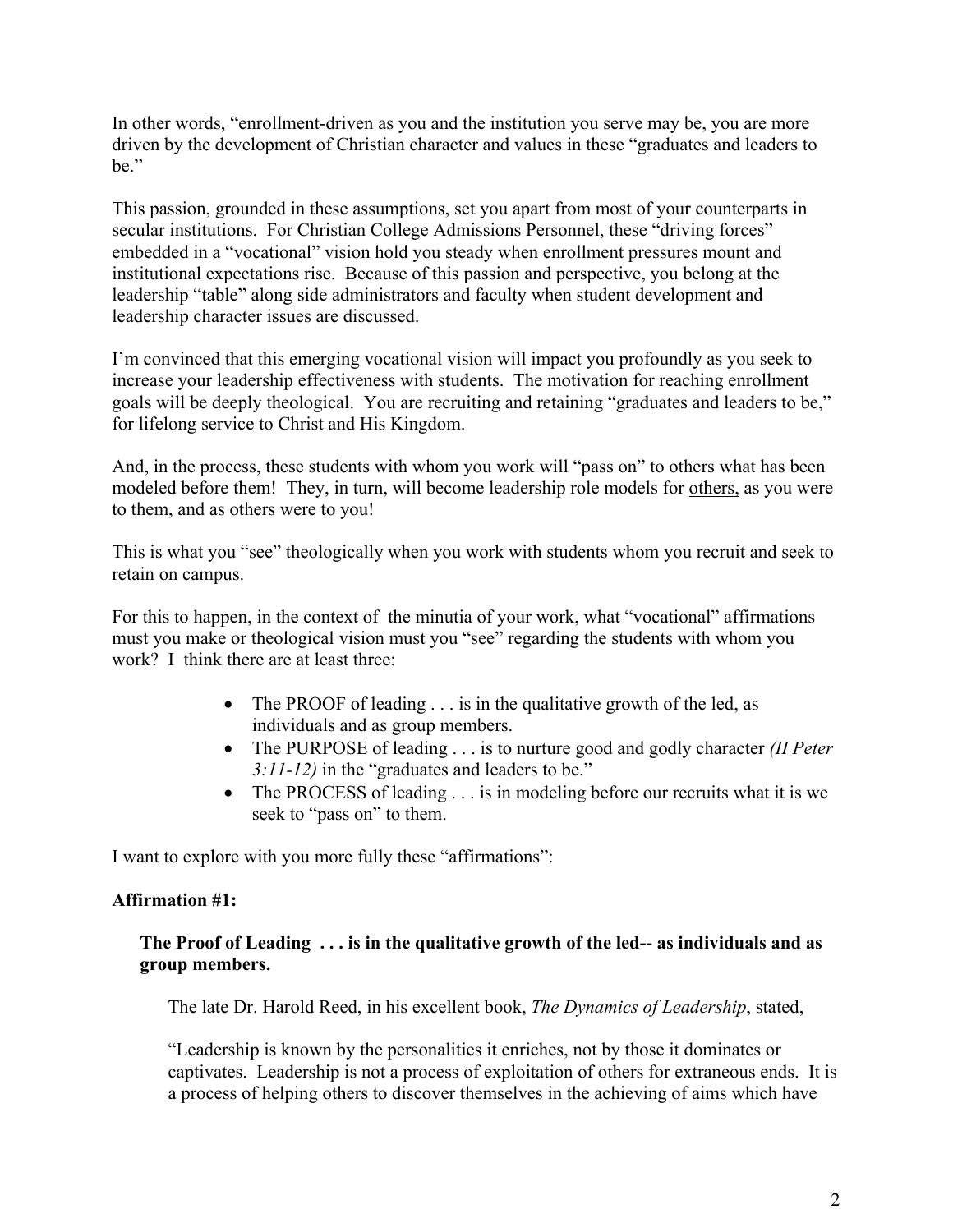In other words, "enrollment-driven as you and the institution you serve may be, you are more driven by the development of Christian character and values in these "graduates and leaders to be."

This passion, grounded in these assumptions, set you apart from most of your counterparts in secular institutions. For Christian College Admissions Personnel, these "driving forces" embedded in a "vocational" vision hold you steady when enrollment pressures mount and institutional expectations rise. Because of this passion and perspective, you belong at the leadership "table" along side administrators and faculty when student development and leadership character issues are discussed.

I'm convinced that this emerging vocational vision will impact you profoundly as you seek to increase your leadership effectiveness with students. The motivation for reaching enrollment goals will be deeply theological. You are recruiting and retaining "graduates and leaders to be," for lifelong service to Christ and His Kingdom.

And, in the process, these students with whom you work will "pass on" to others what has been modeled before them! They, in turn, will become leadership role models for <u>others,</u> as you were to them, and as others were to you!

This is what you "see" theologically when you work with students whom you recruit and seek to retain on campus.

For this to happen, in the context of the minutia of your work, what "vocational" affirmations must you make or theological vision must you "see" regarding the students with whom you work? I think there are at least three:

- The PROOF of leading . . . is in the qualitative growth of the led, as individuals and as group members.
- The PURPOSE of leading . . . is to nurture good and godly character *(II Peter 3:11-12)* in the "graduates and leaders to be."
- The PROCESS of leading . . . is in modeling before our recruits what it is we seek to "pass on" to them.

I want to explore with you more fully these "affirmations":

**Affirmation #1:**

**The Proof of Leading . . . is in the qualitative growth of the led-- as individuals and as group members.**

The late Dr. Harold Reed, in his excellent book, *The Dynamics of Leadership*, stated,

"Leadership is known by the personalities it enriches, not by those it dominates or captivates. Leadership is not a process of exploitation of others for extraneous ends. It is a process of helping others to discover themselves in the achieving of aims which have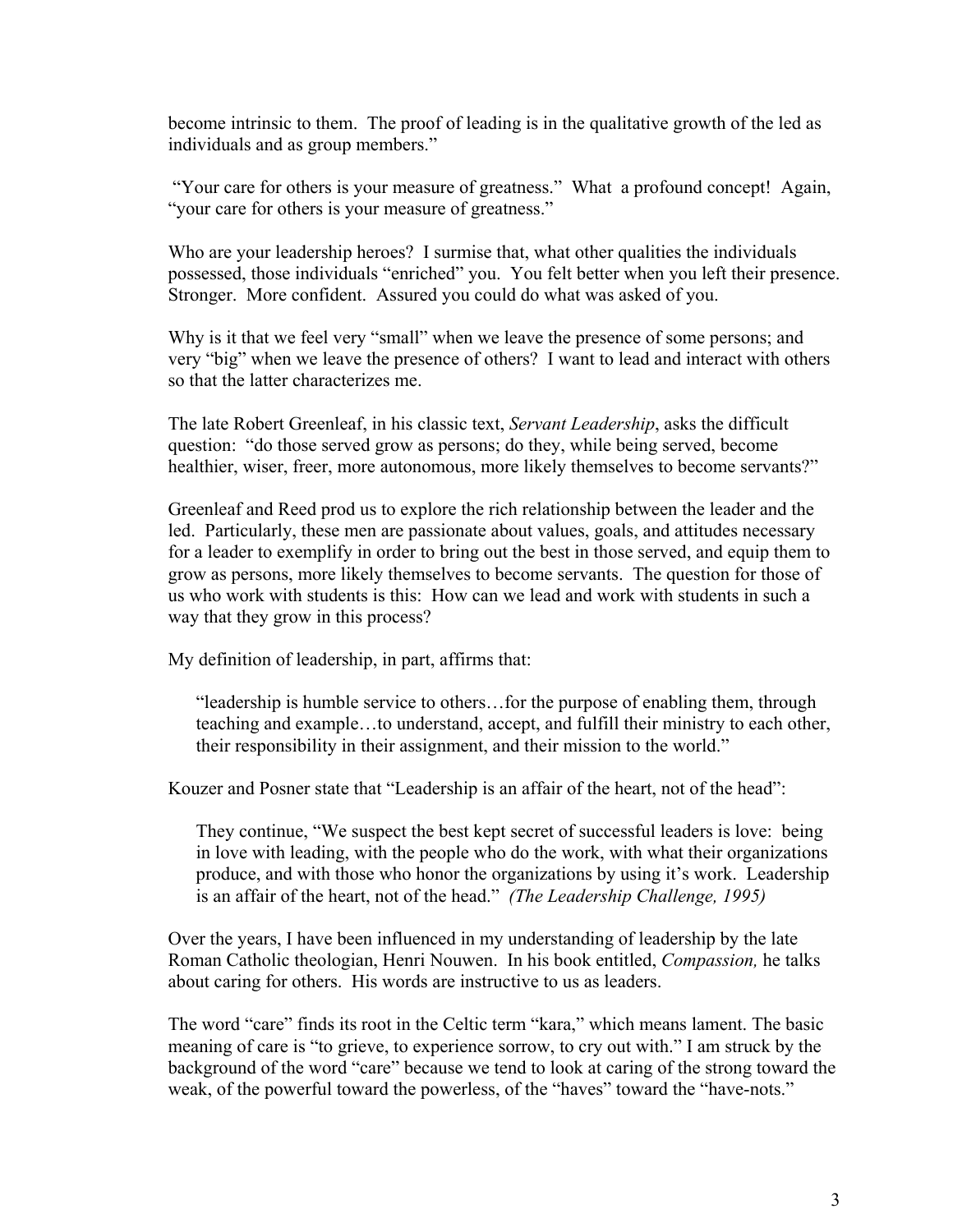become intrinsic to them. The proof of leading is in the qualitative growth of the led as individuals and as group members."

"Your care for others is your measure of greatness." What a profound concept! Again, "your care for others is your measure of greatness."

Who are your leadership heroes? I surmise that, what other qualities the individuals possessed, those individuals "enriched" you. You felt better when you left their presence. Stronger. More confident. Assured you could do what was asked of you.

Why is it that we feel very "small" when we leave the presence of some persons; and very "big" when we leave the presence of others? I want to lead and interact with others so that the latter characterizes me.

The late Robert Greenleaf, in his classic text, *Servant Leadership*, asks the difficult question: "do those served grow as persons; do they, while being served, become healthier, wiser, freer, more autonomous, more likely themselves to become servants?"

Greenleaf and Reed prod us to explore the rich relationship between the leader and the led. Particularly, these men are passionate about values, goals, and attitudes necessary for a leader to exemplify in order to bring out the best in those served, and equip them to grow as persons, more likely themselves to become servants. The question for those of us who work with students is this: How can we lead and work with students in such a way that they grow in this process?

My definition of leadership, in part, affirms that:

> "leadership is humble service to others…for the purpose of enabling them, through teaching and example…to understand, accept, and fulfill their ministry to each other, their responsibility in their assignment, and their mission to the world."

Kouzer and Posner state that "Leadership is an affair of the heart, not of the head":

> They continue, "We suspect the best kept secret of successful leaders is love: being in love with leading, with the people who do the work, with what their organizations produce, and with those who honor the organizations by using it's work. Leadership is an affair of the heart, not of the head." *(The Leadership Challenge, 1995)*

Over the years, I have been influenced in my understanding of leadership by the late Roman Catholic theologian, Henri Nouwen. In his book entitled, *Compassion,* he talks about caring for others. His words are instructive to us as leaders.

The word "care" finds its root in the Celtic term "kara," which means lament. The basic meaning of care is "to grieve, to experience sorrow, to cry out with." I am struck by the background of the word "care" because we tend to look at caring of the strong toward the weak, of the powerful toward the powerless, of the "haves" toward the "have-nots."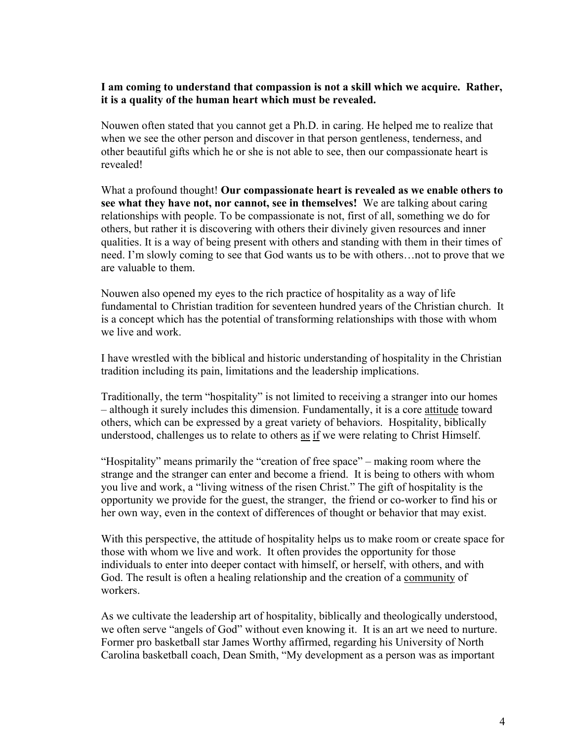**I am coming to understand that compassion is not a skill which we acquire. Rather, it is a quality of the human heart which must be revealed.**

Nouwen often stated that you cannot get a Ph.D. in caring. He helped me to realize that when we see the other person and discover in that person gentleness, tenderness, and other beautiful gifts which he or she is not able to see, then our compassionate heart is revealed!

What a profound thought! **Our compassionate heart is revealed as we enable others to see what they have not, nor cannot, see in themselves!** We are talking about caring relationships with people. To be compassionate is not, first of all, something we do for others, but rather it is discovering with others their divinely given resources and inner qualities. It is a way of being present with others and standing with them in their times of need. I'm slowly coming to see that God wants us to be with others…not to prove that we are valuable to them.

Nouwen also opened my eyes to the rich practice of hospitality as a way of life fundamental to Christian tradition for seventeen hundred years of the Christian church. It is a concept which has the potential of transforming relationships with those with whom we live and work.

I have wrestled with the biblical and historic understanding of hospitality in the Christian tradition including its pain, limitations and the leadership implications.

Traditionally, the term "hospitality" is not limited to receiving a stranger into our homes – although it surely includes this dimension. Fundamentally, it is a core <u>attitude</u> toward others, which can be expressed by a great variety of behaviors. Hospitality, biblically understood, challenges us to relate to others <u>as if</u> we were relating to Christ Himself.

"Hospitality" means primarily the "creation of free space" – making room where the strange and the stranger can enter and become a friend. It is being to others with whom you live and work, a "living witness of the risen Christ." The gift of hospitality is the opportunity we provide for the guest, the stranger, the friend or co-worker to find his or her own way, even in the context of differences of thought or behavior that may exist.

With this perspective, the attitude of hospitality helps us to make room or create space for those with whom we live and work. It often provides the opportunity for those individuals to enter into deeper contact with himself, or herself, with others, and with God. The result is often a healing relationship and the creation of a <u>community</u> of workers.

As we cultivate the leadership art of hospitality, biblically and theologically understood, we often serve "angels of God" without even knowing it. It is an art we need to nurture. Former pro basketball star James Worthy affirmed, regarding his University of North Carolina basketball coach, Dean Smith, "My development as a person was as important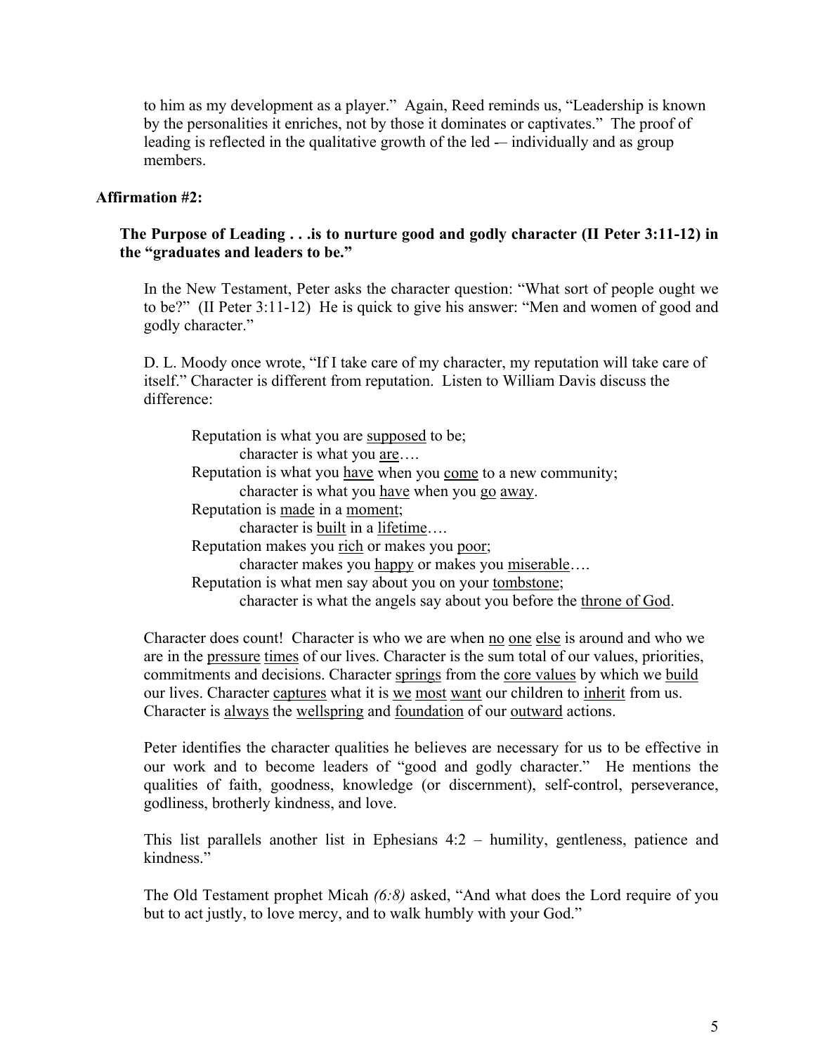to him as my development as a player." Again, Reed reminds us, "Leadership is known by the personalities it enriches, not by those it dominates or captivates." The proof of leading is reflected in the qualitative growth of the led -– individually and as group members.

**Affirmation #2:**

**The Purpose of Leading . . .is to nurture good and godly character (II Peter 3:11-12) in the "graduates and leaders to be."**

In the New Testament, Peter asks the character question: "What sort of people ought we to be?" (II Peter 3:11-12) He is quick to give his answer: "Men and women of good and godly character."

D. L. Moody once wrote, "If I take care of my character, my reputation will take care of itself." Character is different from reputation. Listen to William Davis discuss the difference:

> Reputation is what you are <u>supposed</u> to be;
> character is what you <u>are</u>….
> Reputation is what you <u>have</u> when you <u>come</u> to a new community;
> character is what you <u>have</u> when you <u>go</u> <u>away</u>.
> Reputation is <u>made</u> in a <u>moment</u>;
> character is <u>built</u> in a <u>lifetime</u>….
> Reputation makes you <u>rich</u> or makes you <u>poor</u>;
> character makes you <u>happy</u> or makes you <u>miserable</u>….
> Reputation is what men say about you on your <u>tombstone</u>;
> character is what the angels say about you before the <u>throne of God</u>.

Character does count! Character is who we are when <u>no</u> <u>one</u> <u>else</u> is around and who we are in the <u>pressure</u> <u>times</u> of our lives. Character is the sum total of our values, priorities, commitments and decisions. Character <u>springs</u> from the <u>core values</u> by which we <u>build</u> our lives. Character <u>captures</u> what it is <u>we</u> <u>most</u> <u>want</u> our children to <u>inherit</u> from us. Character is <u>always</u> the <u>wellspring</u> and <u>foundation</u> of our <u>outward</u> actions.

Peter identifies the character qualities he believes are necessary for us to be effective in our work and to become leaders of "good and godly character." He mentions the qualities of faith, goodness, knowledge (or discernment), self-control, perseverance, godliness, brotherly kindness, and love.

This list parallels another list in Ephesians 4:2 – humility, gentleness, patience and kindness."

The Old Testament prophet Micah *(6:8)* asked, "And what does the Lord require of you but to act justly, to love mercy, and to walk humbly with your God."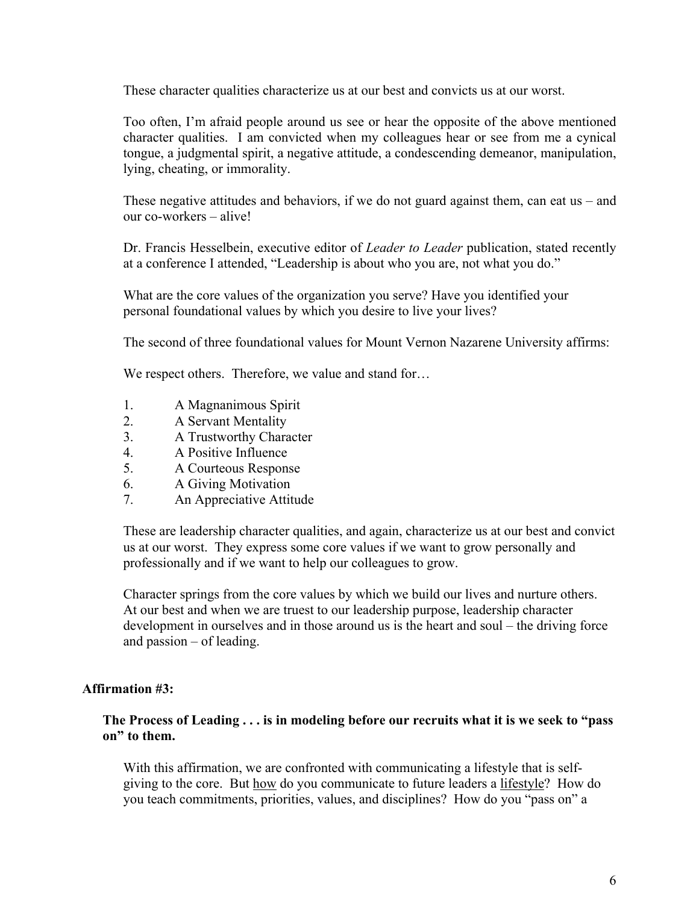These character qualities characterize us at our best and convicts us at our worst.

Too often, I'm afraid people around us see or hear the opposite of the above mentioned character qualities. I am convicted when my colleagues hear or see from me a cynical tongue, a judgmental spirit, a negative attitude, a condescending demeanor, manipulation, lying, cheating, or immorality.

These negative attitudes and behaviors, if we do not guard against them, can eat us – and our co-workers – alive!

Dr. Francis Hesselbein, executive editor of *Leader to Leader* publication, stated recently at a conference I attended, "Leadership is about who you are, not what you do."

What are the core values of the organization you serve? Have you identified your personal foundational values by which you desire to live your lives?

The second of three foundational values for Mount Vernon Nazarene University affirms:

We respect others. Therefore, we value and stand for…

1. A Magnanimous Spirit
2. A Servant Mentality
3. A Trustworthy Character
4. A Positive Influence
5. A Courteous Response
6. A Giving Motivation
7. An Appreciative Attitude

These are leadership character qualities, and again, characterize us at our best and convict us at our worst. They express some core values if we want to grow personally and professionally and if we want to help our colleagues to grow.

Character springs from the core values by which we build our lives and nurture others. At our best and when we are truest to our leadership purpose, leadership character development in ourselves and in those around us is the heart and soul – the driving force and passion – of leading.

**Affirmation #3:**

**The Process of Leading . . . is in modeling before our recruits what it is we seek to "pass on" to them.**

With this affirmation, we are confronted with communicating a lifestyle that is self-giving to the core. But <u>how</u> do you communicate to future leaders a <u>lifestyle</u>? How do you teach commitments, priorities, values, and disciplines? How do you "pass on" a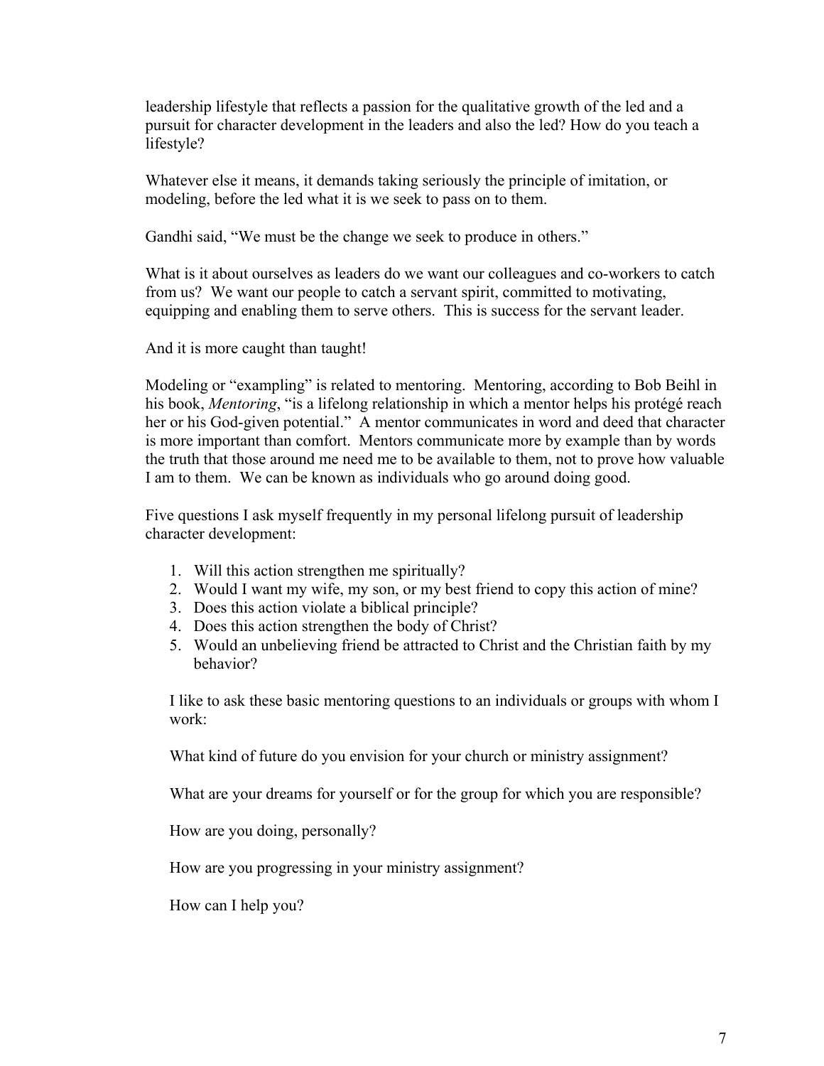leadership lifestyle that reflects a passion for the qualitative growth of the led and a pursuit for character development in the leaders and also the led? How do you teach a lifestyle?

Whatever else it means, it demands taking seriously the principle of imitation, or modeling, before the led what it is we seek to pass on to them.

Gandhi said, "We must be the change we seek to produce in others."

What is it about ourselves as leaders do we want our colleagues and co-workers to catch from us? We want our people to catch a servant spirit, committed to motivating, equipping and enabling them to serve others. This is success for the servant leader.

And it is more caught than taught!

Modeling or "exampling" is related to mentoring. Mentoring, according to Bob Beihl in his book, *Mentoring*, "is a lifelong relationship in which a mentor helps his protégé reach her or his God-given potential." A mentor communicates in word and deed that character is more important than comfort. Mentors communicate more by example than by words the truth that those around me need me to be available to them, not to prove how valuable I am to them. We can be known as individuals who go around doing good.

Five questions I ask myself frequently in my personal lifelong pursuit of leadership character development:

1. Will this action strengthen me spiritually?
2. Would I want my wife, my son, or my best friend to copy this action of mine?
3. Does this action violate a biblical principle?
4. Does this action strengthen the body of Christ?
5. Would an unbelieving friend be attracted to Christ and the Christian faith by my behavior?

I like to ask these basic mentoring questions to an individuals or groups with whom I work:

What kind of future do you envision for your church or ministry assignment?

What are your dreams for yourself or for the group for which you are responsible?

How are you doing, personally?

How are you progressing in your ministry assignment?

How can I help you?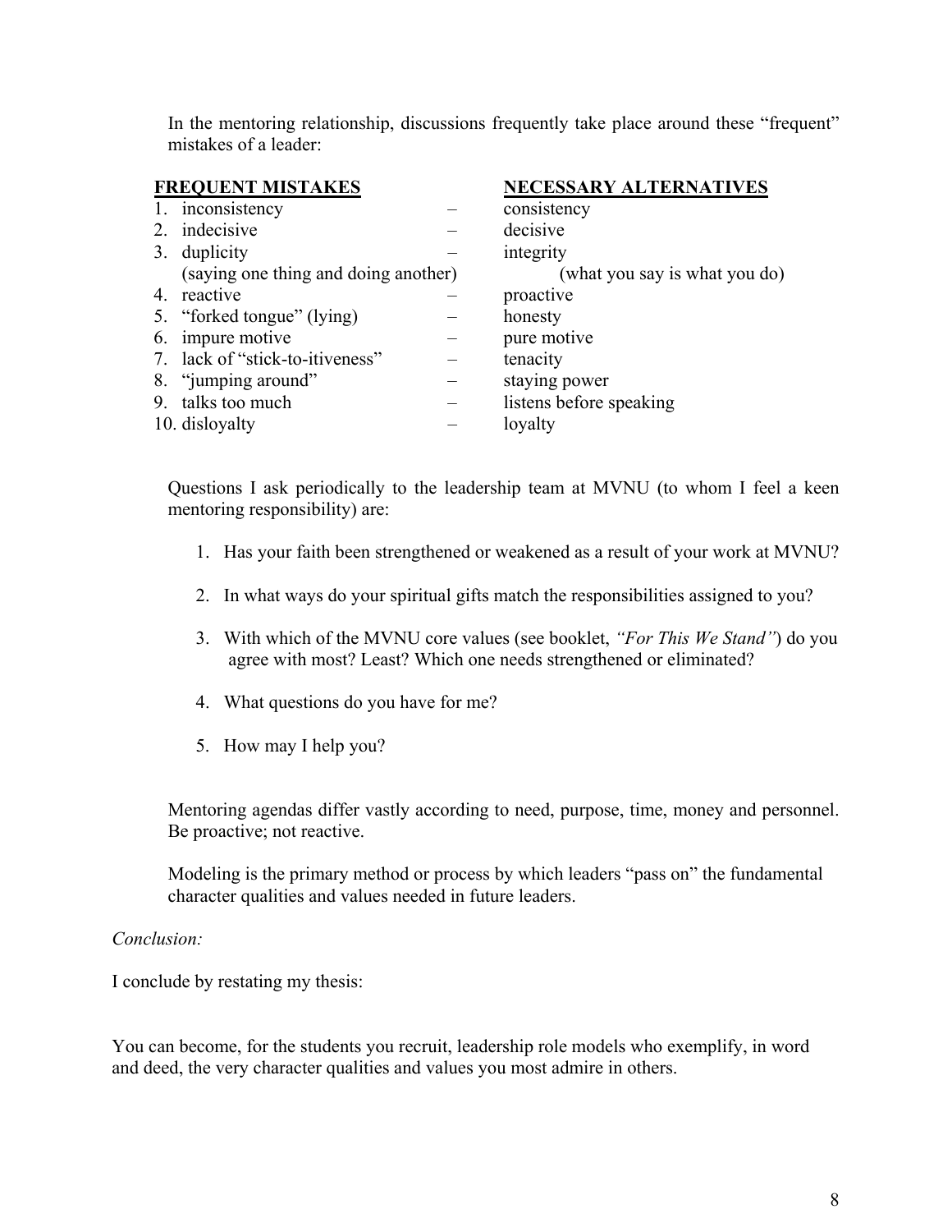In the mentoring relationship, discussions frequently take place around these "frequent" mistakes of a leader:

| **FREQUENT MISTAKES** | | **NECESSARY ALTERNATIVES** |
|---|---|---|
| 1. inconsistency | – | consistency |
| 2. indecisive | – | decisive |
| 3. duplicity (saying one thing and doing another) | – | integrity (what you say is what you do) |
| 4. reactive | – | proactive |
| 5. "forked tongue" (lying) | – | honesty |
| 6. impure motive | – | pure motive |
| 7. lack of "stick-to-itiveness" | – | tenacity |
| 8. "jumping around" | – | staying power |
| 9. talks too much | – | listens before speaking |
| 10. disloyalty | – | loyalty |

Questions I ask periodically to the leadership team at MVNU (to whom I feel a keen mentoring responsibility) are:

1. Has your faith been strengthened or weakened as a result of your work at MVNU?
2. In what ways do your spiritual gifts match the responsibilities assigned to you?
3. With which of the MVNU core values (see booklet, *"For This We Stand"*) do you agree with most? Least? Which one needs strengthened or eliminated?
4. What questions do you have for me?
5. How may I help you?

Mentoring agendas differ vastly according to need, purpose, time, money and personnel. Be proactive; not reactive.

Modeling is the primary method or process by which leaders "pass on" the fundamental character qualities and values needed in future leaders.

*Conclusion:*

I conclude by restating my thesis:

You can become, for the students you recruit, leadership role models who exemplify, in word and deed, the very character qualities and values you most admire in others.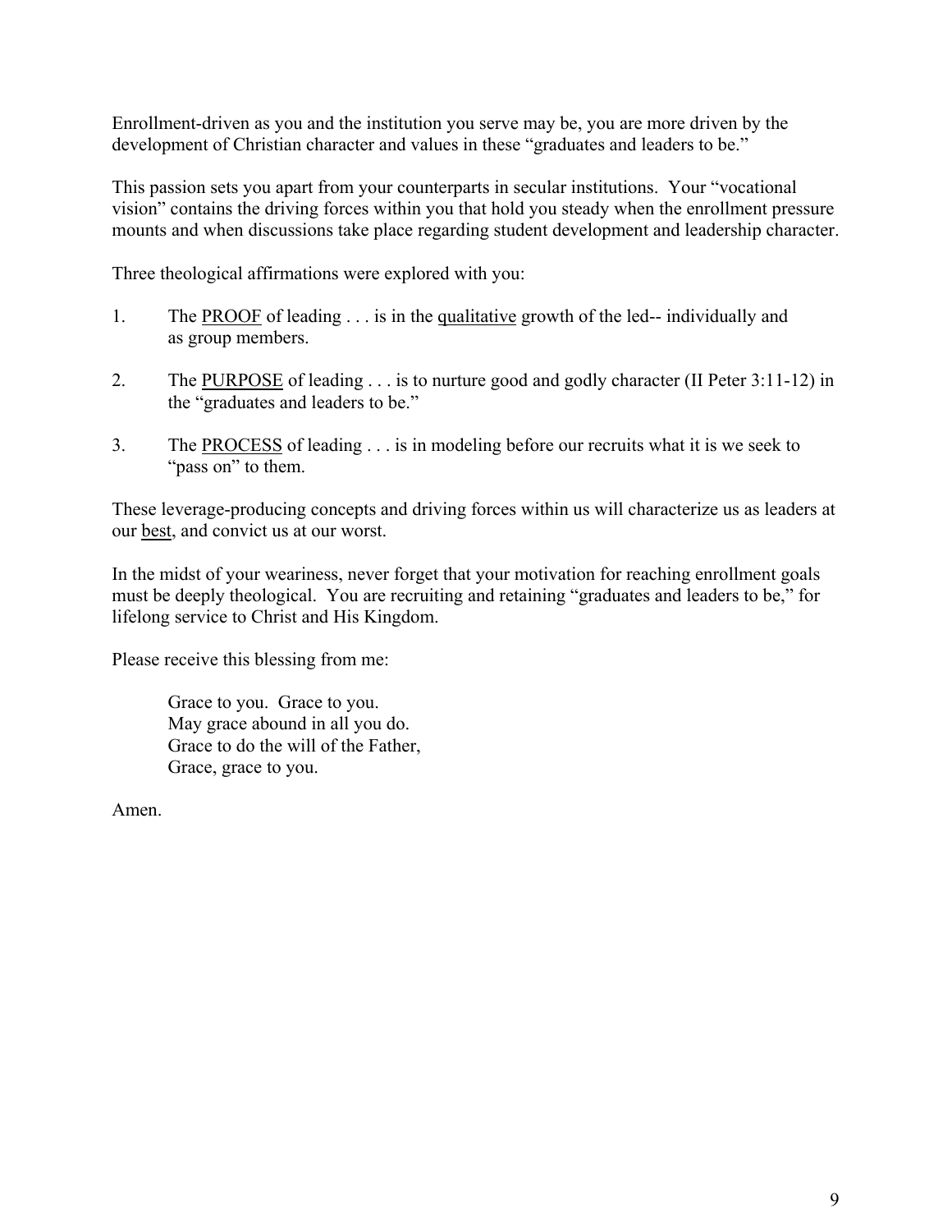Enrollment-driven as you and the institution you serve may be, you are more driven by the development of Christian character and values in these "graduates and leaders to be."

This passion sets you apart from your counterparts in secular institutions. Your "vocational vision" contains the driving forces within you that hold you steady when the enrollment pressure mounts and when discussions take place regarding student development and leadership character.

Three theological affirmations were explored with you:

1. The <u>PROOF</u> of leading . . . is in the <u>qualitative</u> growth of the led-- individually and as group members.

2. The <u>PURPOSE</u> of leading . . . is to nurture good and godly character (II Peter 3:11-12) in the "graduates and leaders to be."

3. The <u>PROCESS</u> of leading . . . is in modeling before our recruits what it is we seek to "pass on" to them.

These leverage-producing concepts and driving forces within us will characterize us as leaders at our <u>best</u>, and convict us at our worst.

In the midst of your weariness, never forget that your motivation for reaching enrollment goals must be deeply theological. You are recruiting and retaining "graduates and leaders to be," for lifelong service to Christ and His Kingdom.

Please receive this blessing from me:

> Grace to you. Grace to you.
> May grace abound in all you do.
> Grace to do the will of the Father,
> Grace, grace to you.

Amen.